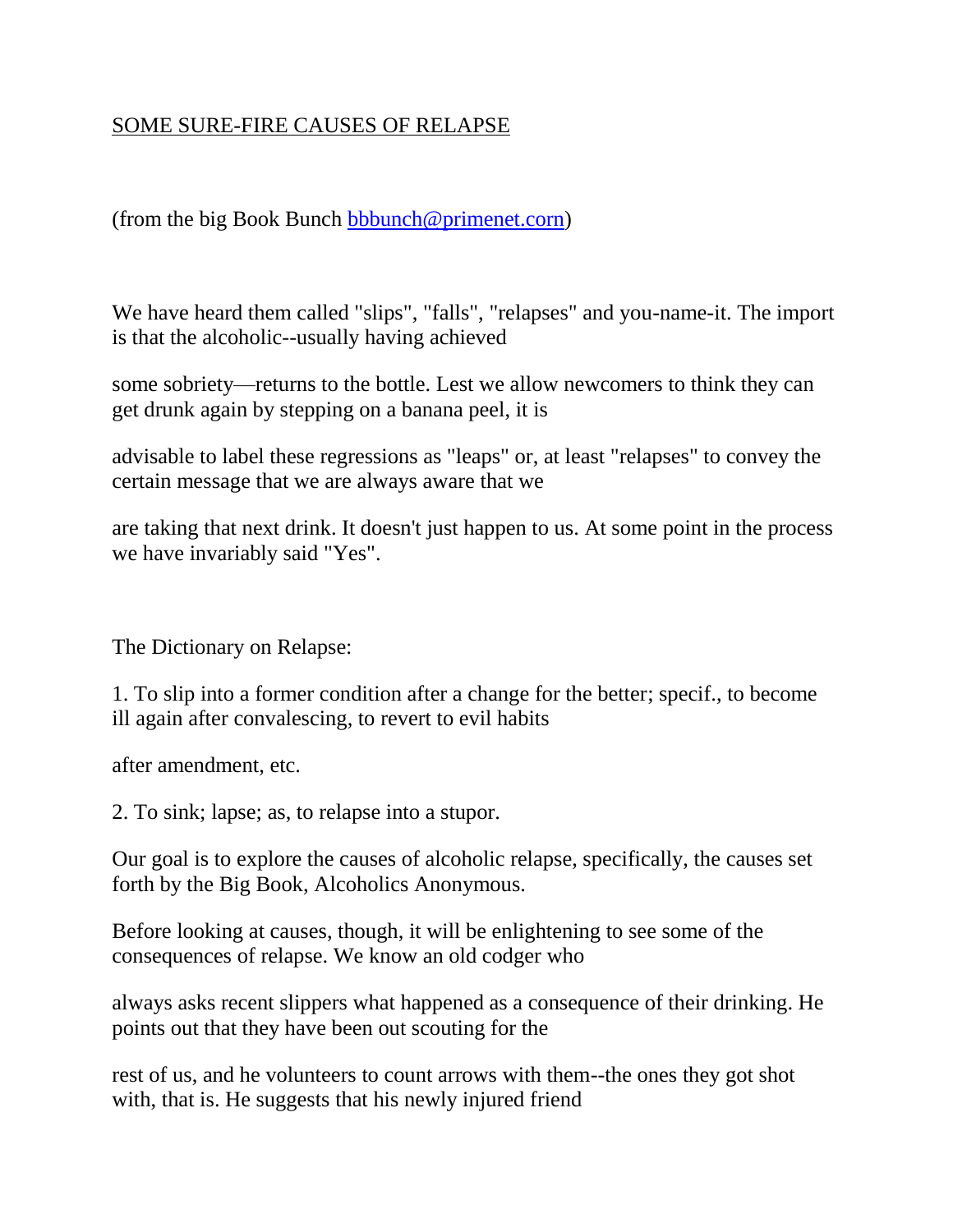<u>SOME SURE-FIRE CAUSES OF RELAPSE</u>

(from the big Book Bunch bbbunch@primenet.corn)

We have heard them called "slips", "falls", "relapses" and you-name-it. The import is that the alcoholic--usually having achieved some sobriety—returns to the bottle. Lest we allow newcomers to think they can get drunk again by stepping on a banana peel, it is advisable to label these regressions as "leaps" or, at least "relapses" to convey the certain message that we are always aware that we are taking that next drink. It doesn't just happen to us. At some point in the process we have invariably said "Yes".

The Dictionary on Relapse:

1. To slip into a former condition after a change for the better; specif., to become ill again after convalescing, to revert to evil habits after amendment, etc.

2. To sink; lapse; as, to relapse into a stupor.

Our goal is to explore the causes of alcoholic relapse, specifically, the causes set forth by the Big Book, Alcoholics Anonymous.

Before looking at causes, though, it will be enlightening to see some of the consequences of relapse. We know an old codger who always asks recent slippers what happened as a consequence of their drinking. He points out that they have been out scouting for the rest of us, and he volunteers to count arrows with them--the ones they got shot with, that is. He suggests that his newly injured friend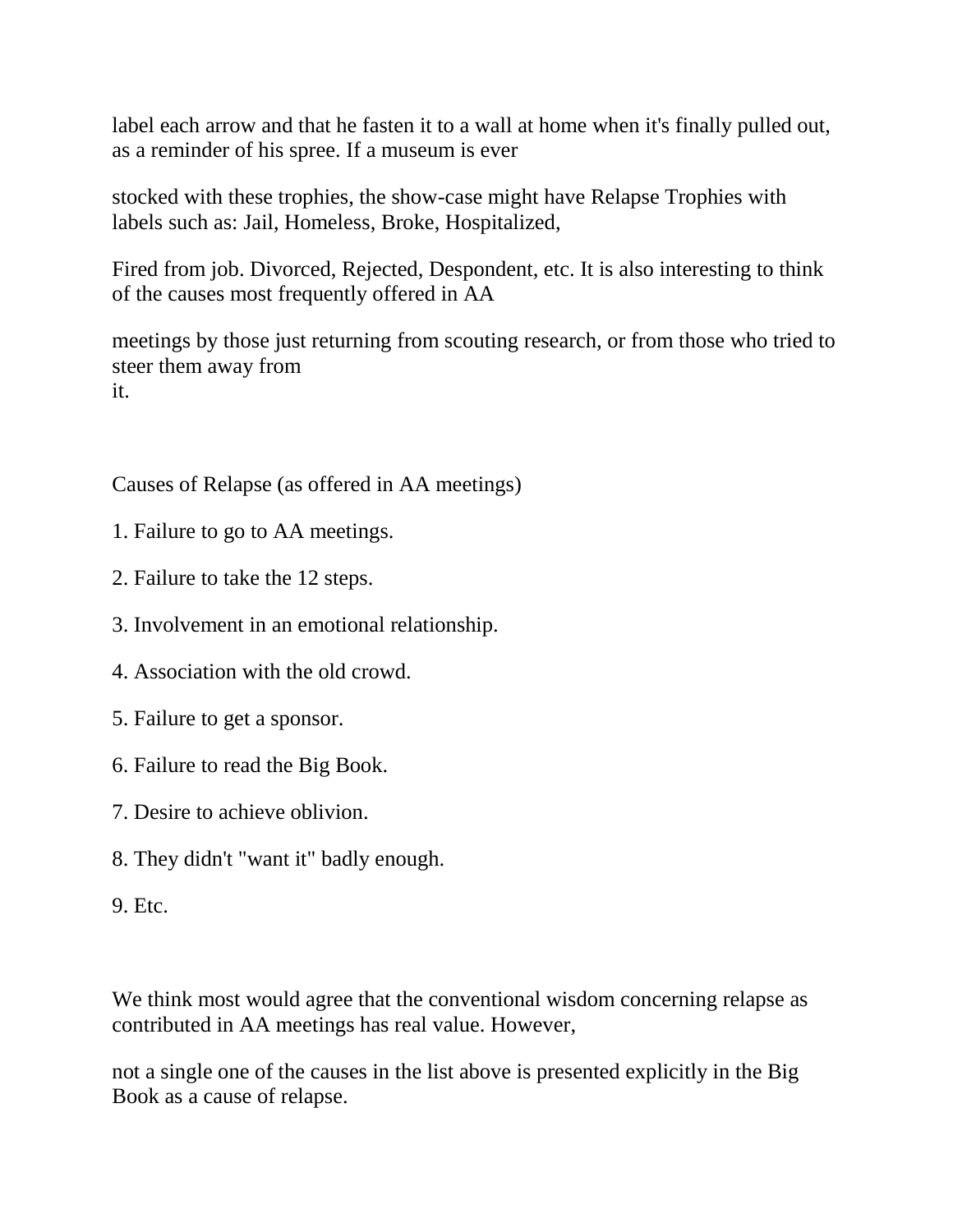label each arrow and that he fasten it to a wall at home when it's finally pulled out, as a reminder of his spree. If a museum is ever stocked with these trophies, the show-case might have Relapse Trophies with labels such as: Jail, Homeless, Broke, Hospitalized, Fired from job. Divorced, Rejected, Despondent, etc. It is also interesting to think of the causes most frequently offered in AA meetings by those just returning from scouting research, or from those who tried to steer them away from it.

Causes of Relapse (as offered in AA meetings)

1. Failure to go to AA meetings.
2. Failure to take the 12 steps.
3. Involvement in an emotional relationship.
4. Association with the old crowd.
5. Failure to get a sponsor.
6. Failure to read the Big Book.
7. Desire to achieve oblivion.
8. They didn't "want it" badly enough.
9. Etc.

We think most would agree that the conventional wisdom concerning relapse as contributed in AA meetings has real value. However, not a single one of the causes in the list above is presented explicitly in the Big Book as a cause of relapse.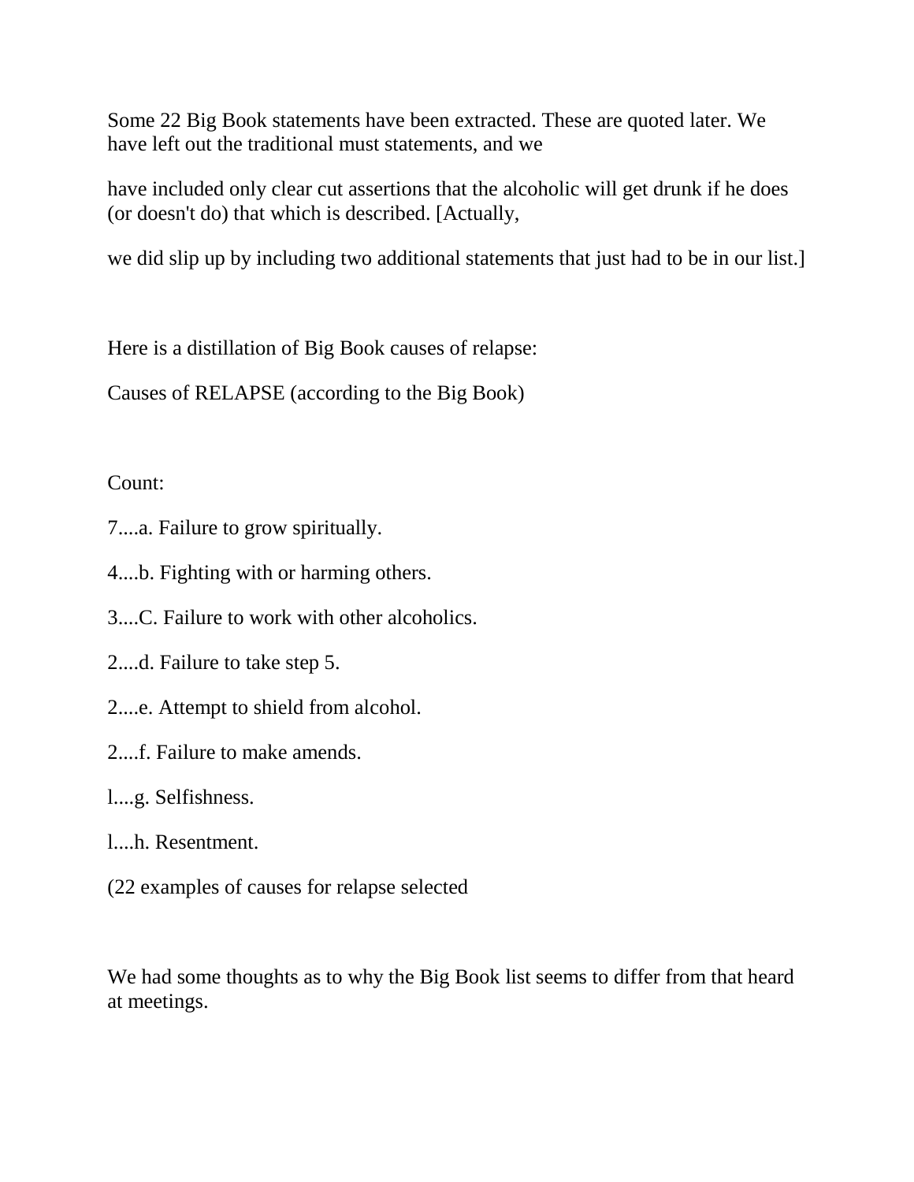Some 22 Big Book statements have been extracted. These are quoted later. We have left out the traditional must statements, and we

have included only clear cut assertions that the alcoholic will get drunk if he does (or doesn't do) that which is described. [Actually,

we did slip up by including two additional statements that just had to be in our list.]

Here is a distillation of Big Book causes of relapse:

Causes of RELAPSE (according to the Big Book)

Count:

7....a. Failure to grow spiritually.

4....b. Fighting with or harming others.

3....C. Failure to work with other alcoholics.

2....d. Failure to take step 5.

2....e. Attempt to shield from alcohol.

2....f. Failure to make amends.

l....g. Selfishness.

l....h. Resentment.

(22 examples of causes for relapse selected

We had some thoughts as to why the Big Book list seems to differ from that heard at meetings.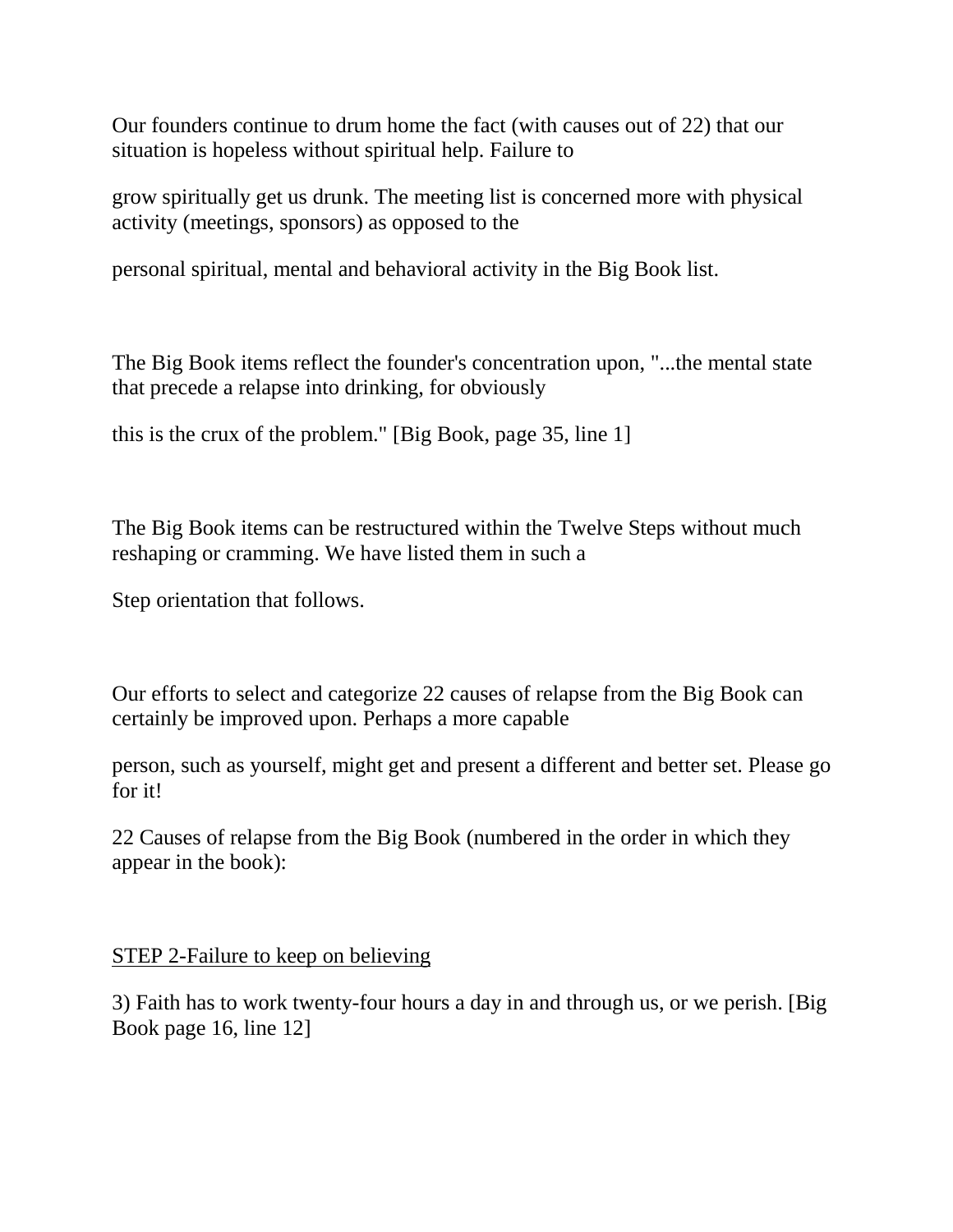Our founders continue to drum home the fact (with causes out of 22) that our situation is hopeless without spiritual help. Failure to grow spiritually get us drunk. The meeting list is concerned more with physical activity (meetings, sponsors) as opposed to the personal spiritual, mental and behavioral activity in the Big Book list.

The Big Book items reflect the founder's concentration upon, "...the mental state that precede a relapse into drinking, for obviously this is the crux of the problem." [Big Book, page 35, line 1]

The Big Book items can be restructured within the Twelve Steps without much reshaping or cramming. We have listed them in such a Step orientation that follows.

Our efforts to select and categorize 22 causes of relapse from the Big Book can certainly be improved upon. Perhaps a more capable person, such as yourself, might get and present a different and better set. Please go for it!

22 Causes of relapse from the Big Book (numbered in the order in which they appear in the book):

<u>STEP 2-Failure to keep on believing</u>

3) Faith has to work twenty-four hours a day in and through us, or we perish. [Big Book page 16, line 12]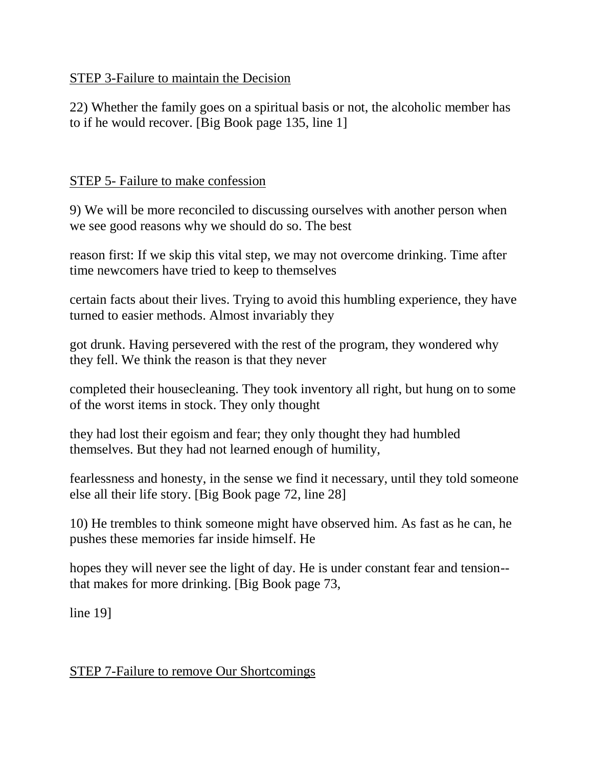<u>STEP 3-Failure to maintain the Decision</u>

22) Whether the family goes on a spiritual basis or not, the alcoholic member has to if he would recover. [Big Book page 135, line 1]

<u>STEP 5- Failure to make confession</u>

9) We will be more reconciled to discussing ourselves with another person when we see good reasons why we should do so. The best reason first: If we skip this vital step, we may not overcome drinking. Time after time newcomers have tried to keep to themselves certain facts about their lives. Trying to avoid this humbling experience, they have turned to easier methods. Almost invariably they got drunk. Having persevered with the rest of the program, they wondered why they fell. We think the reason is that they never completed their housecleaning. They took inventory all right, but hung on to some of the worst items in stock. They only thought they had lost their egoism and fear; they only thought they had humbled themselves. But they had not learned enough of humility, fearlessness and honesty, in the sense we find it necessary, until they told someone else all their life story. [Big Book page 72, line 28]

10) He trembles to think someone might have observed him. As fast as he can, he pushes these memories far inside himself. He hopes they will never see the light of day. He is under constant fear and tension--that makes for more drinking. [Big Book page 73, line 19]

<u>STEP 7-Failure to remove Our Shortcomings</u>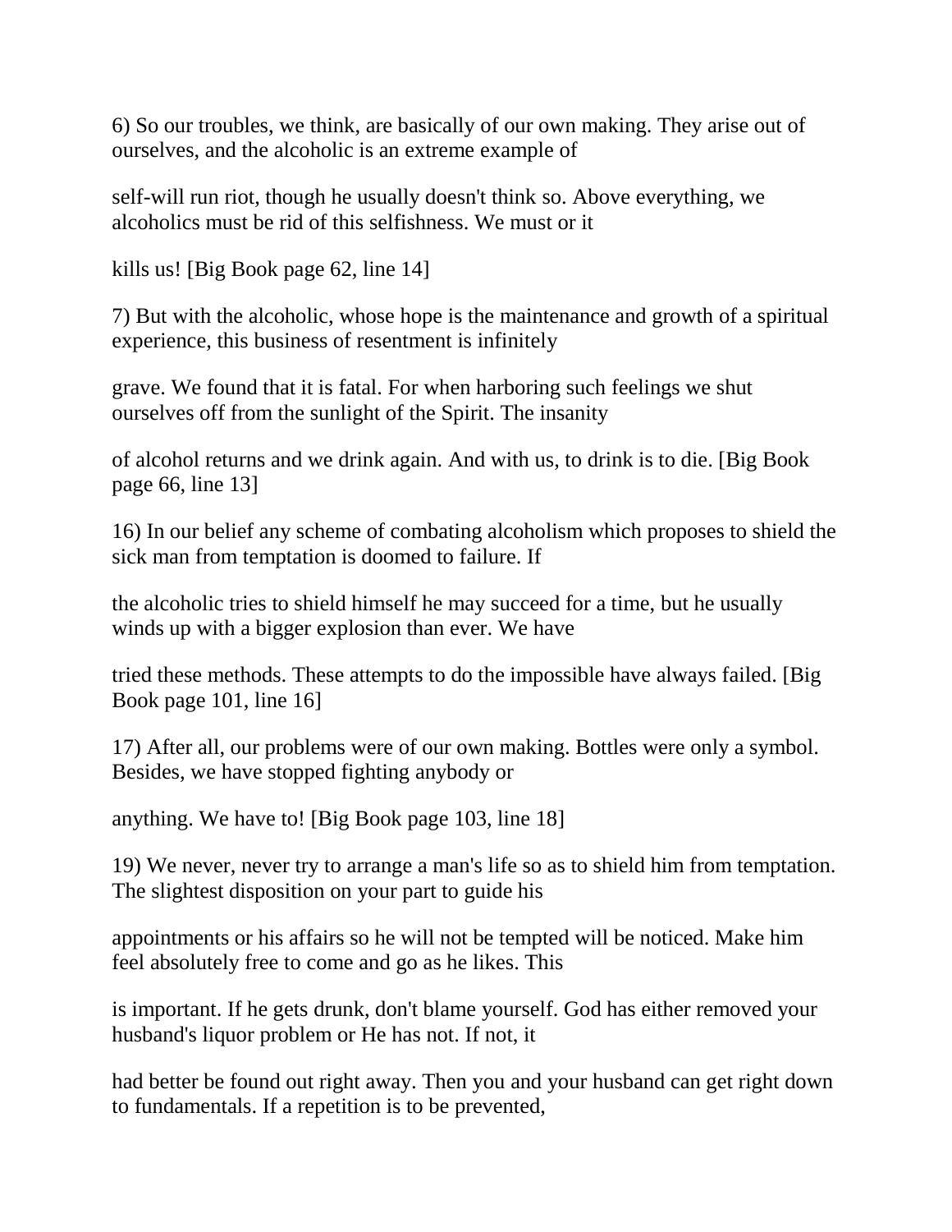6) So our troubles, we think, are basically of our own making. They arise out of ourselves, and the alcoholic is an extreme example of self-will run riot, though he usually doesn't think so. Above everything, we alcoholics must be rid of this selfishness. We must or it kills us! [Big Book page 62, line 14]

7) But with the alcoholic, whose hope is the maintenance and growth of a spiritual experience, this business of resentment is infinitely grave. We found that it is fatal. For when harboring such feelings we shut ourselves off from the sunlight of the Spirit. The insanity of alcohol returns and we drink again. And with us, to drink is to die. [Big Book page 66, line 13]

16) In our belief any scheme of combating alcoholism which proposes to shield the sick man from temptation is doomed to failure. If the alcoholic tries to shield himself he may succeed for a time, but he usually winds up with a bigger explosion than ever. We have tried these methods. These attempts to do the impossible have always failed. [Big Book page 101, line 16]

17) After all, our problems were of our own making. Bottles were only a symbol. Besides, we have stopped fighting anybody or anything. We have to! [Big Book page 103, line 18]

19) We never, never try to arrange a man's life so as to shield him from temptation. The slightest disposition on your part to guide his appointments or his affairs so he will not be tempted will be noticed. Make him feel absolutely free to come and go as he likes. This is important. If he gets drunk, don't blame yourself. God has either removed your husband's liquor problem or He has not. If not, it had better be found out right away. Then you and your husband can get right down to fundamentals. If a repetition is to be prevented,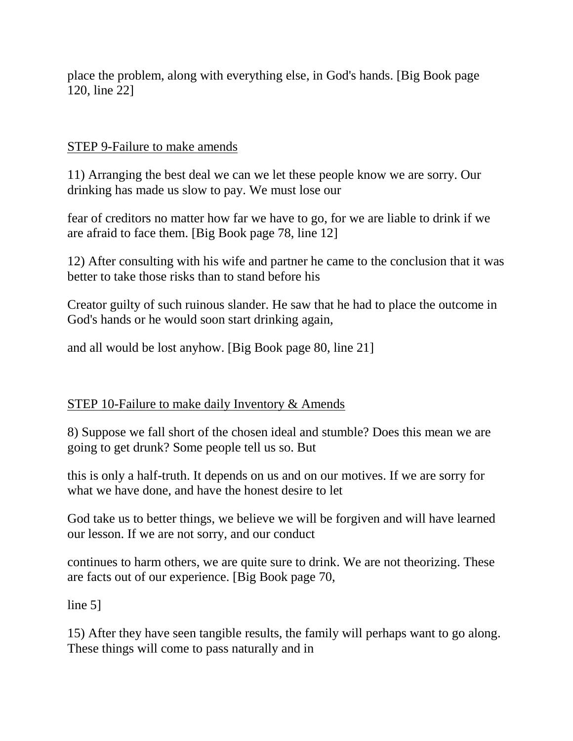place the problem, along with everything else, in God's hands. [Big Book page 120, line 22]

STEP 9-Failure to make amends

11) Arranging the best deal we can we let these people know we are sorry. Our drinking has made us slow to pay. We must lose our

fear of creditors no matter how far we have to go, for we are liable to drink if we are afraid to face them. [Big Book page 78, line 12]

12) After consulting with his wife and partner he came to the conclusion that it was better to take those risks than to stand before his

Creator guilty of such ruinous slander. He saw that he had to place the outcome in God's hands or he would soon start drinking again,

and all would be lost anyhow. [Big Book page 80, line 21]

STEP 10-Failure to make daily Inventory & Amends

8) Suppose we fall short of the chosen ideal and stumble? Does this mean we are going to get drunk? Some people tell us so. But

this is only a half-truth. It depends on us and on our motives. If we are sorry for what we have done, and have the honest desire to let

God take us to better things, we believe we will be forgiven and will have learned our lesson. If we are not sorry, and our conduct

continues to harm others, we are quite sure to drink. We are not theorizing. These are facts out of our experience. [Big Book page 70,

line 5]

15) After they have seen tangible results, the family will perhaps want to go along. These things will come to pass naturally and in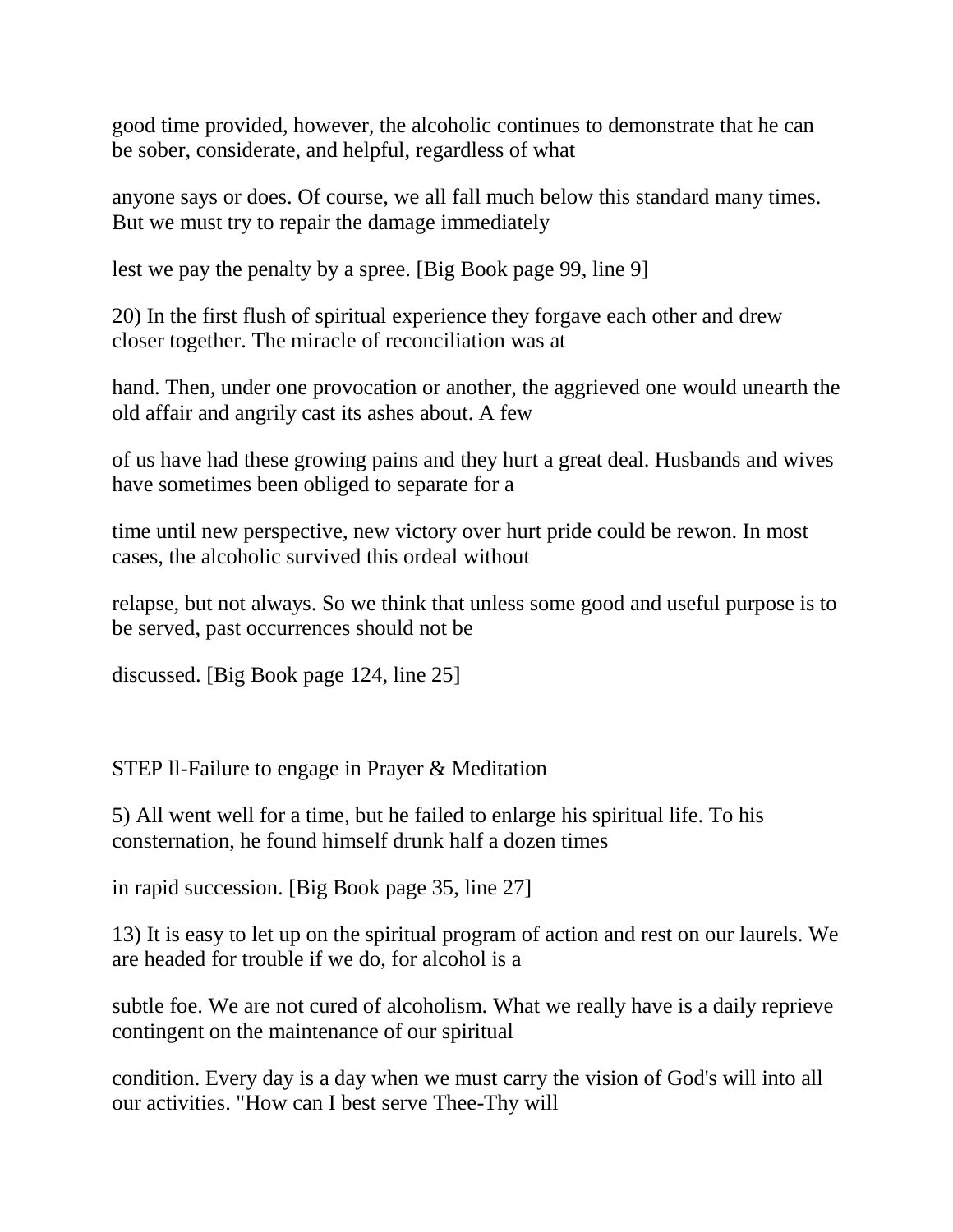good time provided, however, the alcoholic continues to demonstrate that he can be sober, considerate, and helpful, regardless of what anyone says or does. Of course, we all fall much below this standard many times. But we must try to repair the damage immediately lest we pay the penalty by a spree. [Big Book page 99, line 9]

20) In the first flush of spiritual experience they forgave each other and drew closer together. The miracle of reconciliation was at hand. Then, under one provocation or another, the aggrieved one would unearth the old affair and angrily cast its ashes about. A few of us have had these growing pains and they hurt a great deal. Husbands and wives have sometimes been obliged to separate for a time until new perspective, new victory over hurt pride could be rewon. In most cases, the alcoholic survived this ordeal without relapse, but not always. So we think that unless some good and useful purpose is to be served, past occurrences should not be discussed. [Big Book page 124, line 25]

<u>STEP ll-Failure to engage in Prayer & Meditation</u>

5) All went well for a time, but he failed to enlarge his spiritual life. To his consternation, he found himself drunk half a dozen times in rapid succession. [Big Book page 35, line 27]

13) It is easy to let up on the spiritual program of action and rest on our laurels. We are headed for trouble if we do, for alcohol is a subtle foe. We are not cured of alcoholism. What we really have is a daily reprieve contingent on the maintenance of our spiritual condition. Every day is a day when we must carry the vision of God's will into all our activities. "How can I best serve Thee-Thy will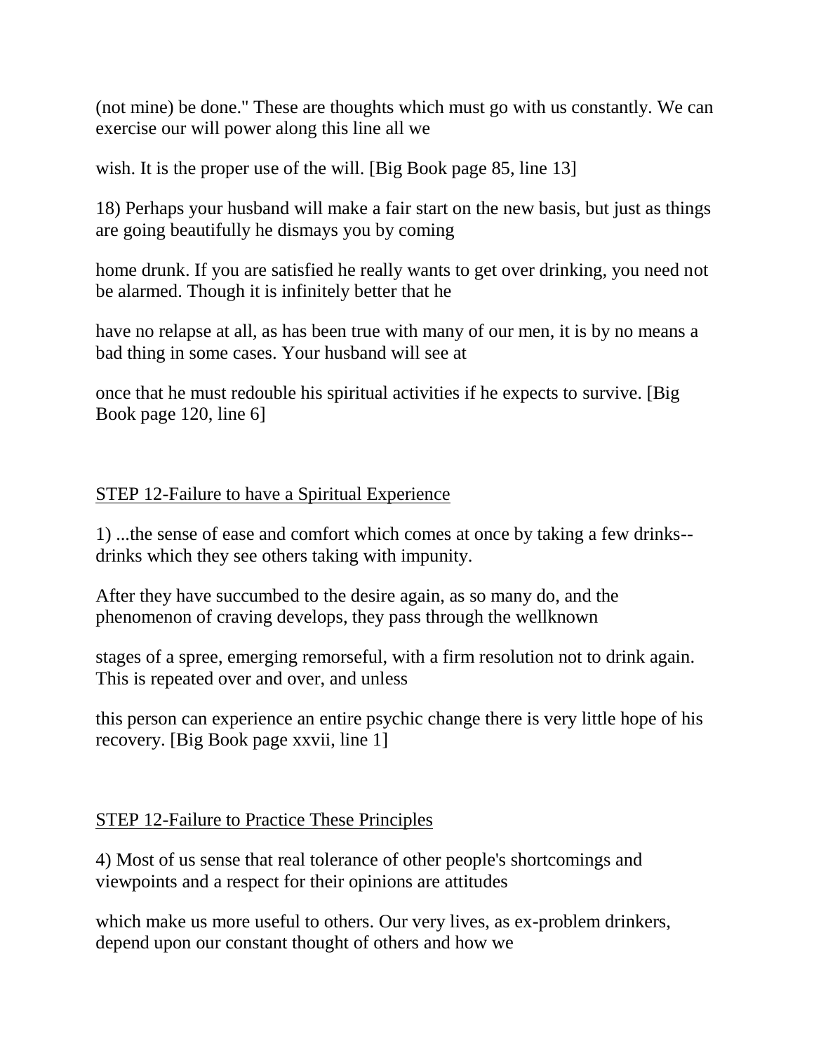(not mine) be done." These are thoughts which must go with us constantly. We can exercise our will power along this line all we wish. It is the proper use of the will. [Big Book page 85, line 13]

18) Perhaps your husband will make a fair start on the new basis, but just as things are going beautifully he dismays you by coming home drunk. If you are satisfied he really wants to get over drinking, you need not be alarmed. Though it is infinitely better that he have no relapse at all, as has been true with many of our men, it is by no means a bad thing in some cases. Your husband will see at once that he must redouble his spiritual activities if he expects to survive. [Big Book page 120, line 6]

<u>STEP 12-Failure to have a Spiritual Experience</u>

1) ...the sense of ease and comfort which comes at once by taking a few drinks--drinks which they see others taking with impunity. After they have succumbed to the desire again, as so many do, and the phenomenon of craving develops, they pass through the wellknown stages of a spree, emerging remorseful, with a firm resolution not to drink again. This is repeated over and over, and unless this person can experience an entire psychic change there is very little hope of his recovery. [Big Book page xxvii, line 1]

<u>STEP 12-Failure to Practice These Principles</u>

4) Most of us sense that real tolerance of other people's shortcomings and viewpoints and a respect for their opinions are attitudes which make us more useful to others. Our very lives, as ex-problem drinkers, depend upon our constant thought of others and how we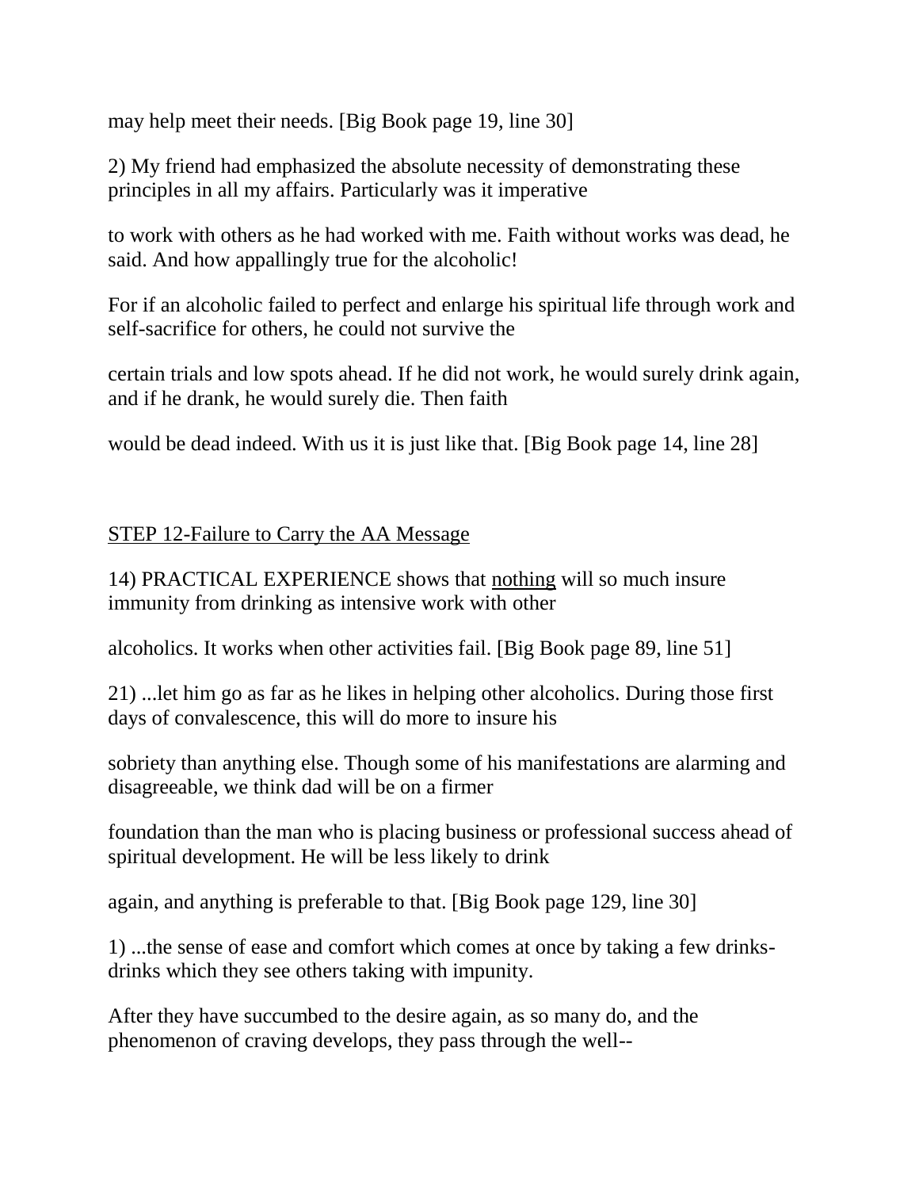may help meet their needs. [Big Book page 19, line 30]

2) My friend had emphasized the absolute necessity of demonstrating these principles in all my affairs. Particularly was it imperative

to work with others as he had worked with me. Faith without works was dead, he said. And how appallingly true for the alcoholic!

For if an alcoholic failed to perfect and enlarge his spiritual life through work and self-sacrifice for others, he could not survive the

certain trials and low spots ahead. If he did not work, he would surely drink again, and if he drank, he would surely die. Then faith

would be dead indeed. With us it is just like that. [Big Book page 14, line 28]

<u>STEP 12-Failure to Carry the AA Message</u>

14) PRACTICAL EXPERIENCE shows that <u>nothing</u> will so much insure immunity from drinking as intensive work with other

alcoholics. It works when other activities fail. [Big Book page 89, line 51]

21) ...let him go as far as he likes in helping other alcoholics. During those first days of convalescence, this will do more to insure his

sobriety than anything else. Though some of his manifestations are alarming and disagreeable, we think dad will be on a firmer

foundation than the man who is placing business or professional success ahead of spiritual development. He will be less likely to drink

again, and anything is preferable to that. [Big Book page 129, line 30]

1) ...the sense of ease and comfort which comes at once by taking a few drinks-drinks which they see others taking with impunity.

After they have succumbed to the desire again, as so many do, and the phenomenon of craving develops, they pass through the well--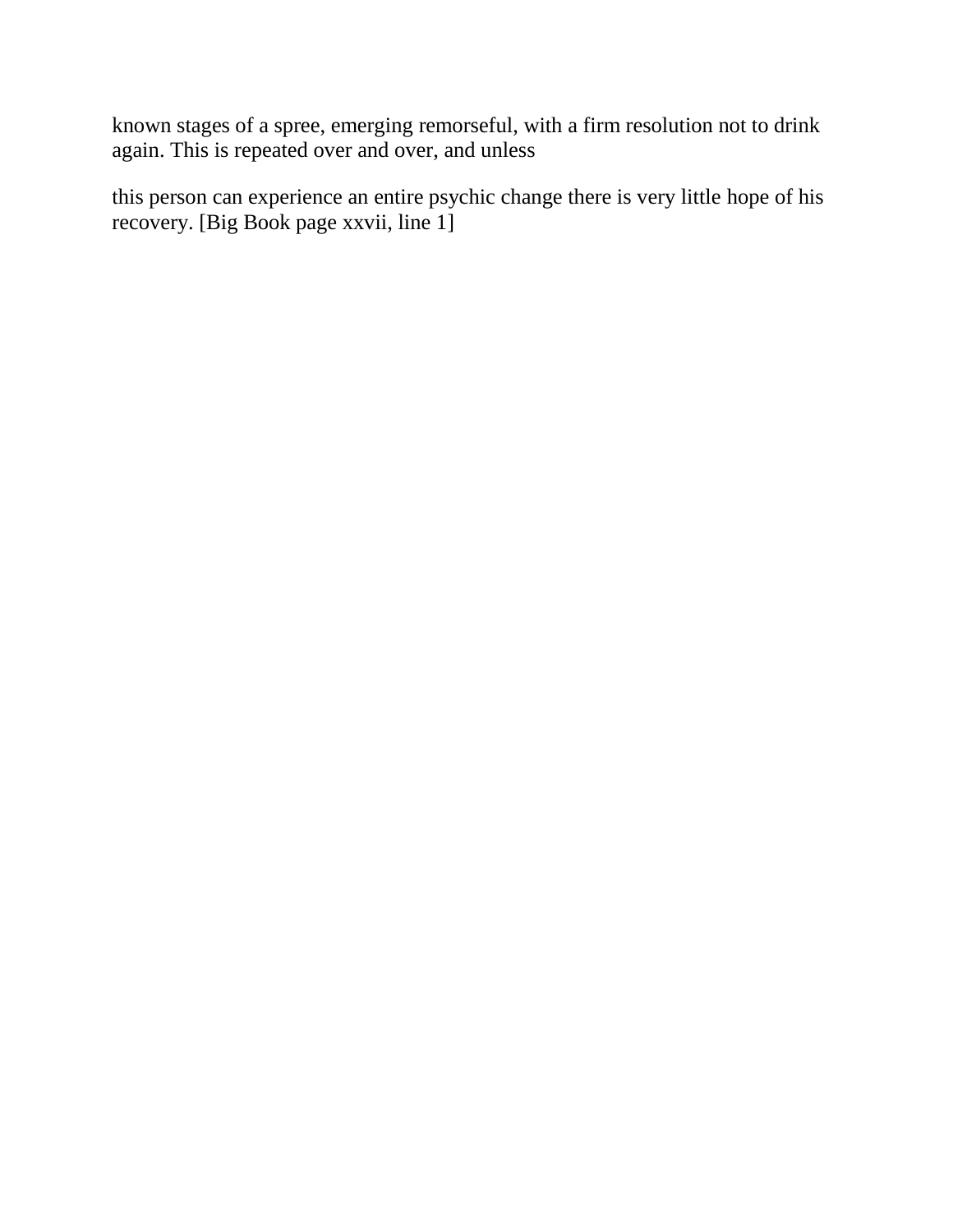known stages of a spree, emerging remorseful, with a firm resolution not to drink again. This is repeated over and over, and unless

this person can experience an entire psychic change there is very little hope of his recovery. [Big Book page xxvii, line 1]